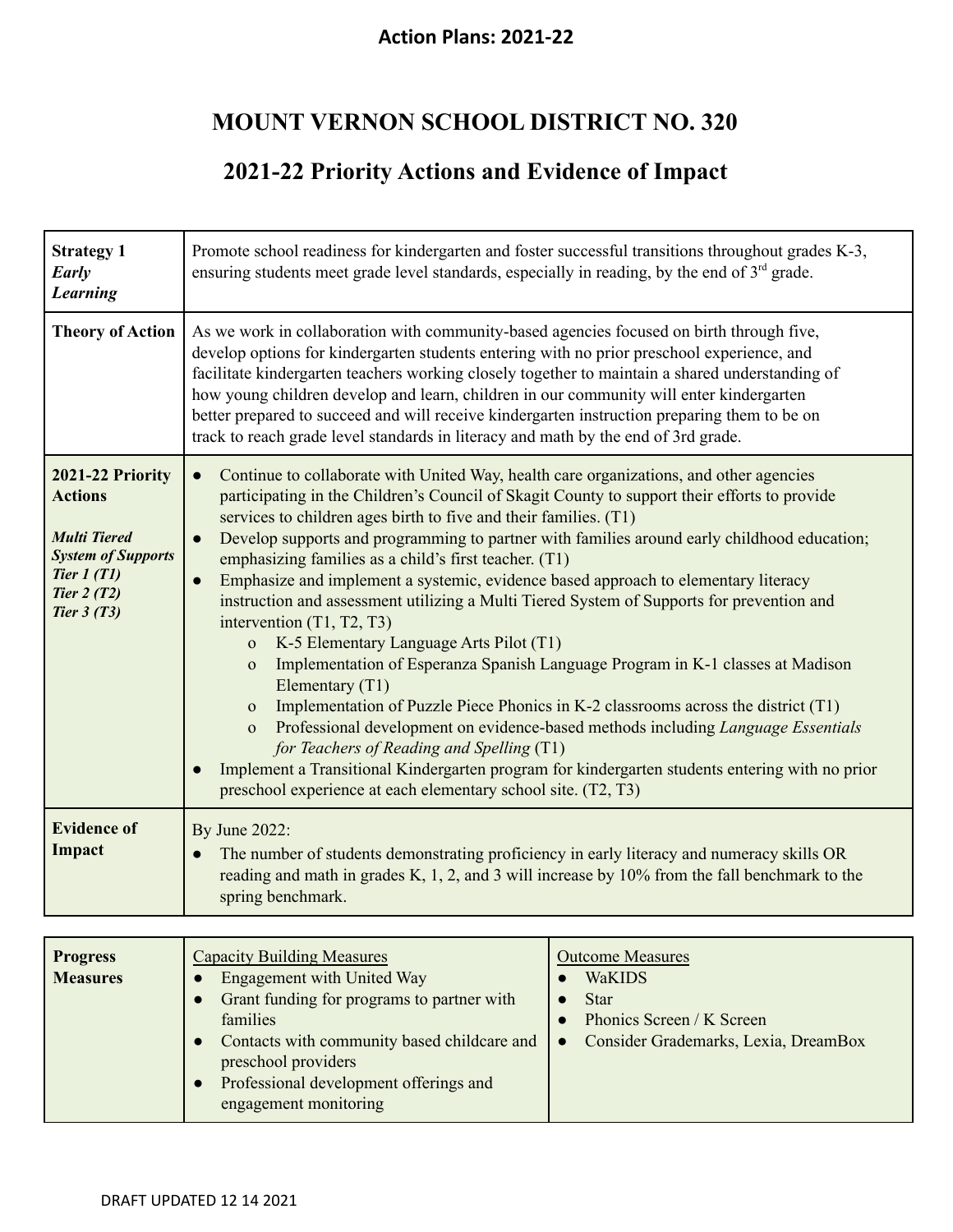**Action Plans: 2021-22**

# MOUNT VERNON SCHOOL DISTRICT NO. 320

## 2021-22 Priority Actions and Evidence of Impact

| **Strategy 1** *Early Learning* | Promote school readiness for kindergarten and foster successful transitions throughout grades K-3, ensuring students meet grade level standards, especially in reading, by the end of 3rd grade. |
|---|---|
| **Theory of Action** | As we work in collaboration with community-based agencies focused on birth through five, develop options for kindergarten students entering with no prior preschool experience, and facilitate kindergarten teachers working closely together to maintain a shared understanding of how young children develop and learn, children in our community will enter kindergarten better prepared to succeed and will receive kindergarten instruction preparing them to be on track to reach grade level standards in literacy and math by the end of 3rd grade. |
| **2021-22 Priority Actions** <br><br> ***Multi Tiered System of Supports*** <br> ***Tier 1 (T1)*** <br> ***Tier 2 (T2)*** <br> ***Tier 3 (T3)*** | ● Continue to collaborate with United Way, health care organizations, and other agencies participating in the Children's Council of Skagit County to support their efforts to provide services to children ages birth to five and their families. (T1) <br> ● Develop supports and programming to partner with families around early childhood education; emphasizing families as a child's first teacher. (T1) <br> ● Emphasize and implement a systemic, evidence based approach to elementary literacy instruction and assessment utilizing a Multi Tiered System of Supports for prevention and intervention (T1, T2, T3) <br> o K-5 Elementary Language Arts Pilot (T1) <br> o Implementation of Esperanza Spanish Language Program in K-1 classes at Madison Elementary (T1) <br> o Implementation of Puzzle Piece Phonics in K-2 classrooms across the district (T1) <br> o Professional development on evidence-based methods including *Language Essentials for Teachers of Reading and Spelling* (T1) <br> ● Implement a Transitional Kindergarten program for kindergarten students entering with no prior preschool experience at each elementary school site. (T2, T3) |
| **Evidence of Impact** | By June 2022: <br> ● The number of students demonstrating proficiency in early literacy and numeracy skills OR reading and math in grades K, 1, 2, and 3 will increase by 10% from the fall benchmark to the spring benchmark. |

| **Progress Measures** | Capacity Building Measures | Outcome Measures |
|---|---|---|
| | ● Engagement with United Way <br> ● Grant funding for programs to partner with families <br> ● Contacts with community based childcare and preschool providers <br> ● Professional development offerings and engagement monitoring | ● WaKIDS <br> ● Star <br> ● Phonics Screen / K Screen <br> ● Consider Grademarks, Lexia, DreamBox |

DRAFT UPDATED 12 14 2021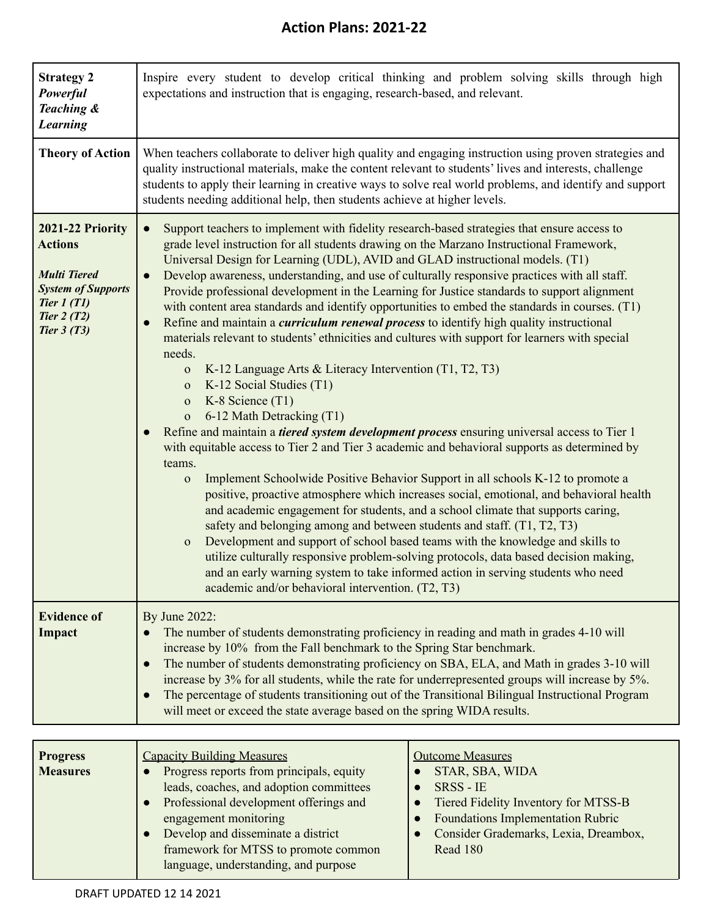# Action Plans: 2021-22

| | |
|---|---|
| **Strategy 2** ***Powerful Teaching & Learning*** | Inspire every student to develop critical thinking and problem solving skills through high expectations and instruction that is engaging, research-based, and relevant. |
| **Theory of Action** | When teachers collaborate to deliver high quality and engaging instruction using proven strategies and quality instructional materials, make the content relevant to students' lives and interests, challenge students to apply their learning in creative ways to solve real world problems, and identify and support students needing additional help, then students achieve at higher levels. |
| **2021-22 Priority Actions**<br><br>***Multi Tiered System of Supports Tier 1 (T1) Tier 2 (T2) Tier 3 (T3)*** | ● Support teachers to implement with fidelity research-based strategies that ensure access to grade level instruction for all students drawing on the Marzano Instructional Framework, Universal Design for Learning (UDL), AVID and GLAD instructional models. (T1)<br>● Develop awareness, understanding, and use of culturally responsive practices with all staff. Provide professional development in the Learning for Justice standards to support alignment with content area standards and identify opportunities to embed the standards in courses. (T1)<br>● Refine and maintain a ***curriculum renewal process*** to identify high quality instructional materials relevant to students' ethnicities and cultures with support for learners with special needs.<br>o K-12 Language Arts & Literacy Intervention (T1, T2, T3)<br>o K-12 Social Studies (T1)<br>o K-8 Science (T1)<br>o 6-12 Math Detracking (T1)<br>● Refine and maintain a ***tiered system development process*** ensuring universal access to Tier 1 with equitable access to Tier 2 and Tier 3 academic and behavioral supports as determined by teams.<br>o Implement Schoolwide Positive Behavior Support in all schools K-12 to promote a positive, proactive atmosphere which increases social, emotional, and behavioral health and academic engagement for students, and a school climate that supports caring, safety and belonging among and between students and staff. (T1, T2, T3)<br>o Development and support of school based teams with the knowledge and skills to utilize culturally responsive problem-solving protocols, data based decision making, and an early warning system to take informed action in serving students who need academic and/or behavioral intervention. (T2, T3) |
| **Evidence of Impact** | By June 2022:<br>● The number of students demonstrating proficiency in reading and math in grades 4-10 will increase by 10% from the Fall benchmark to the Spring Star benchmark.<br>● The number of students demonstrating proficiency on SBA, ELA, and Math in grades 3-10 will increase by 3% for all students, while the rate for underrepresented groups will increase by 5%.<br>● The percentage of students transitioning out of the Transitional Bilingual Instructional Program will meet or exceed the state average based on the spring WIDA results. |

| | | |
|---|---|---|
| **Progress Measures** | Capacity Building Measures<br>● Progress reports from principals, equity leads, coaches, and adoption committees<br>● Professional development offerings and engagement monitoring<br>● Develop and disseminate a district framework for MTSS to promote common language, understanding, and purpose | Outcome Measures<br>● STAR, SBA, WIDA<br>● SRSS - IE<br>● Tiered Fidelity Inventory for MTSS-B<br>● Foundations Implementation Rubric<br>● Consider Grademarks, Lexia, Dreambox, Read 180 |

DRAFT UPDATED 12 14 2021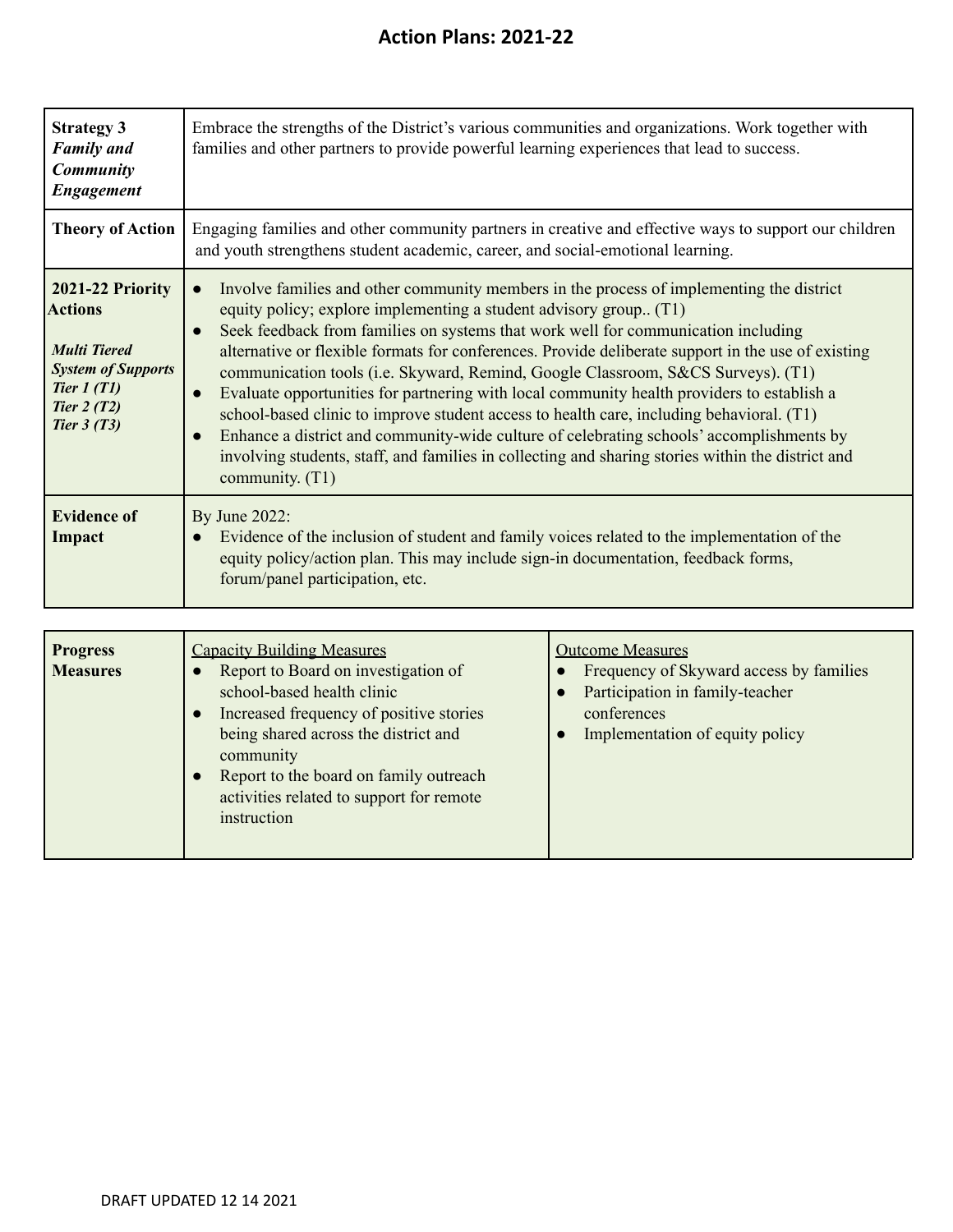# Action Plans: 2021-22

| | |
|---|---|
| **Strategy 3** ***Family and Community Engagement*** | Embrace the strengths of the District's various communities and organizations. Work together with families and other partners to provide powerful learning experiences that lead to success. |
| **Theory of Action** | Engaging families and other community partners in creative and effective ways to support our children and youth strengthens student academic, career, and social-emotional learning. |
| **2021-22 Priority Actions**<br><br>***Multi Tiered System of Supports Tier 1 (T1) Tier 2 (T2) Tier 3 (T3)*** | ● Involve families and other community members in the process of implementing the district equity policy; explore implementing a student advisory group.. (T1)<br>● Seek feedback from families on systems that work well for communication including alternative or flexible formats for conferences. Provide deliberate support in the use of existing communication tools (i.e. Skyward, Remind, Google Classroom, S&CS Surveys). (T1)<br>● Evaluate opportunities for partnering with local community health providers to establish a school-based clinic to improve student access to health care, including behavioral. (T1)<br>● Enhance a district and community-wide culture of celebrating schools' accomplishments by involving students, staff, and families in collecting and sharing stories within the district and community. (T1) |
| **Evidence of Impact** | By June 2022:<br>● Evidence of the inclusion of student and family voices related to the implementation of the equity policy/action plan. This may include sign-in documentation, feedback forms, forum/panel participation, etc. |

| **Progress Measures** | Capacity Building Measures | Outcome Measures |
|---|---|---|
| | ● Report to Board on investigation of school-based health clinic<br>● Increased frequency of positive stories being shared across the district and community<br>● Report to the board on family outreach activities related to support for remote instruction | ● Frequency of Skyward access by families<br>● Participation in family-teacher conferences<br>● Implementation of equity policy |

DRAFT UPDATED 12 14 2021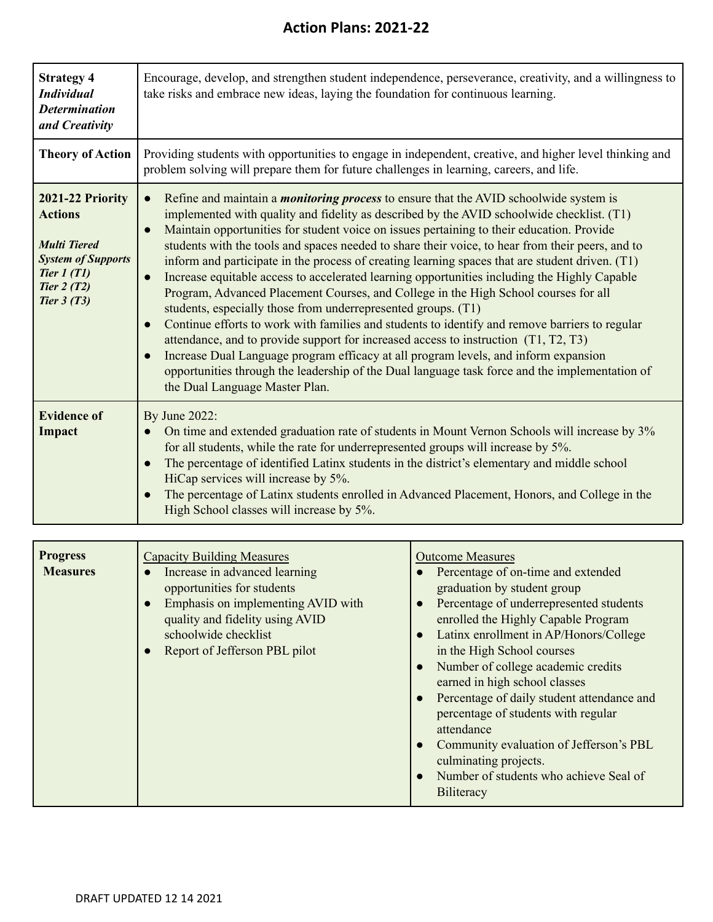# Action Plans: 2021-22

| | |
|---|---|
| **Strategy 4** ***Individual Determination and Creativity*** | Encourage, develop, and strengthen student independence, perseverance, creativity, and a willingness to take risks and embrace new ideas, laying the foundation for continuous learning. |
| **Theory of Action** | Providing students with opportunities to engage in independent, creative, and higher level thinking and problem solving will prepare them for future challenges in learning, careers, and life. |
| **2021-22 Priority Actions** <br><br> ***Multi Tiered System of Supports*** <br> ***Tier 1 (T1)*** <br> ***Tier 2 (T2)*** <br> ***Tier 3 (T3)*** | • Refine and maintain a ***monitoring process*** to ensure that the AVID schoolwide system is implemented with quality and fidelity as described by the AVID schoolwide checklist. (T1) <br> • Maintain opportunities for student voice on issues pertaining to their education. Provide students with the tools and spaces needed to share their voice, to hear from their peers, and to inform and participate in the process of creating learning spaces that are student driven. (T1) <br> • Increase equitable access to accelerated learning opportunities including the Highly Capable Program, Advanced Placement Courses, and College in the High School courses for all students, especially those from underrepresented groups. (T1) <br> • Continue efforts to work with families and students to identify and remove barriers to regular attendance, and to provide support for increased access to instruction (T1, T2, T3) <br> • Increase Dual Language program efficacy at all program levels, and inform expansion opportunities through the leadership of the Dual language task force and the implementation of the Dual Language Master Plan. |
| **Evidence of Impact** | By June 2022: <br> • On time and extended graduation rate of students in Mount Vernon Schools will increase by 3% for all students, while the rate for underrepresented groups will increase by 5%. <br> • The percentage of identified Latinx students in the district's elementary and middle school HiCap services will increase by 5%. <br> • The percentage of Latinx students enrolled in Advanced Placement, Honors, and College in the High School classes will increase by 5%. |

| | | |
|---|---|---|
| **Progress Measures** | Capacity Building Measures <br> • Increase in advanced learning opportunities for students <br> • Emphasis on implementing AVID with quality and fidelity using AVID schoolwide checklist <br> • Report of Jefferson PBL pilot | Outcome Measures <br> • Percentage of on-time and extended graduation by student group <br> • Percentage of underrepresented students enrolled the Highly Capable Program <br> • Latinx enrollment in AP/Honors/College in the High School courses <br> • Number of college academic credits earned in high school classes <br> • Percentage of daily student attendance and percentage of students with regular attendance <br> • Community evaluation of Jefferson's PBL culminating projects. <br> • Number of students who achieve Seal of Biliteracy |

DRAFT UPDATED 12 14 2021